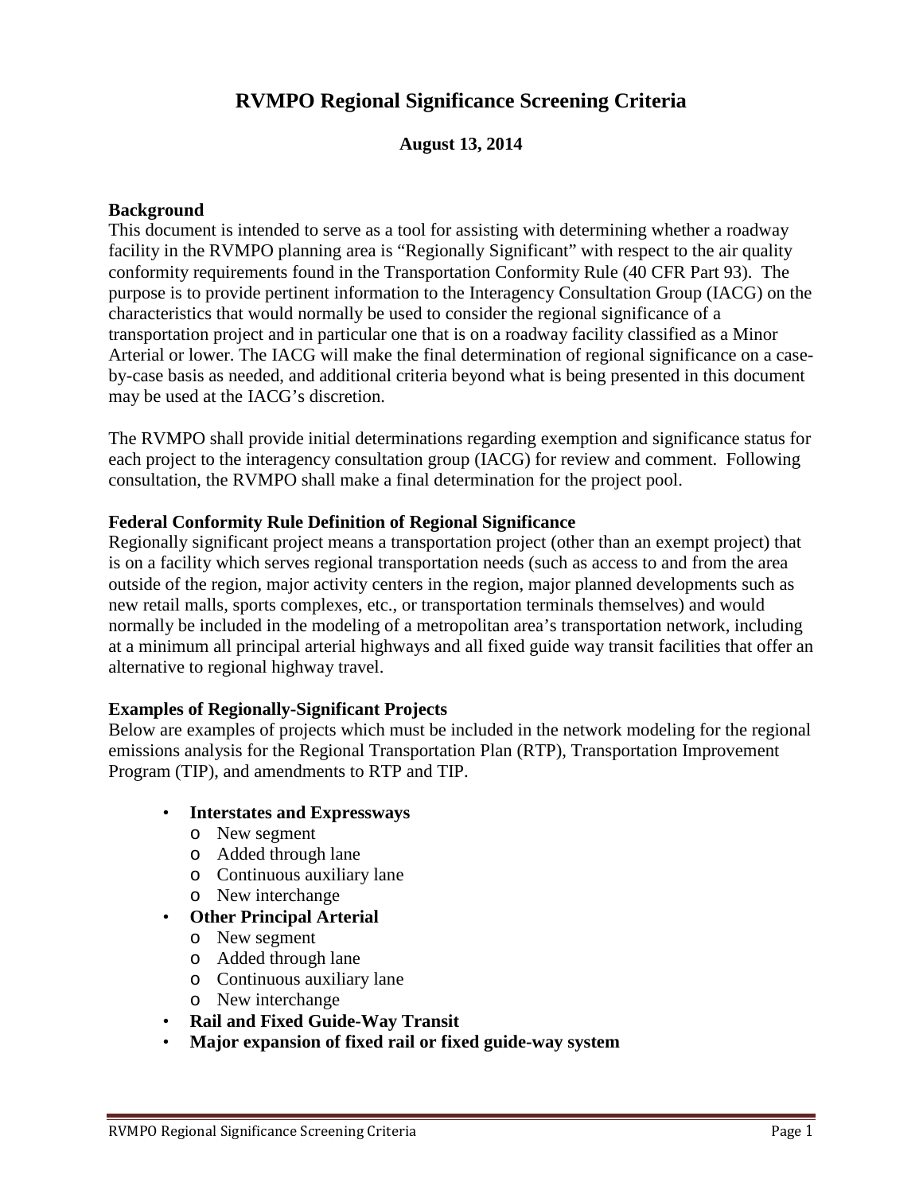# RVMPO Regional Significance Screening Criteria

**August 13, 2014**

## Background

This document is intended to serve as a tool for assisting with determining whether a roadway facility in the RVMPO planning area is "Regionally Significant" with respect to the air quality conformity requirements found in the Transportation Conformity Rule (40 CFR Part 93). The purpose is to provide pertinent information to the Interagency Consultation Group (IACG) on the characteristics that would normally be used to consider the regional significance of a transportation project and in particular one that is on a roadway facility classified as a Minor Arterial or lower. The IACG will make the final determination of regional significance on a case-by-case basis as needed, and additional criteria beyond what is being presented in this document may be used at the IACG's discretion.

The RVMPO shall provide initial determinations regarding exemption and significance status for each project to the interagency consultation group (IACG) for review and comment. Following consultation, the RVMPO shall make a final determination for the project pool.

## Federal Conformity Rule Definition of Regional Significance

Regionally significant project means a transportation project (other than an exempt project) that is on a facility which serves regional transportation needs (such as access to and from the area outside of the region, major activity centers in the region, major planned developments such as new retail malls, sports complexes, etc., or transportation terminals themselves) and would normally be included in the modeling of a metropolitan area's transportation network, including at a minimum all principal arterial highways and all fixed guide way transit facilities that offer an alternative to regional highway travel.

## Examples of Regionally-Significant Projects

Below are examples of projects which must be included in the network modeling for the regional emissions analysis for the Regional Transportation Plan (RTP), Transportation Improvement Program (TIP), and amendments to RTP and TIP.

- **Interstates and Expressways**
  - New segment
  - Added through lane
  - Continuous auxiliary lane
  - New interchange
- **Other Principal Arterial**
  - New segment
  - Added through lane
  - Continuous auxiliary lane
  - New interchange
- **Rail and Fixed Guide-Way Transit**
- **Major expansion of fixed rail or fixed guide-way system**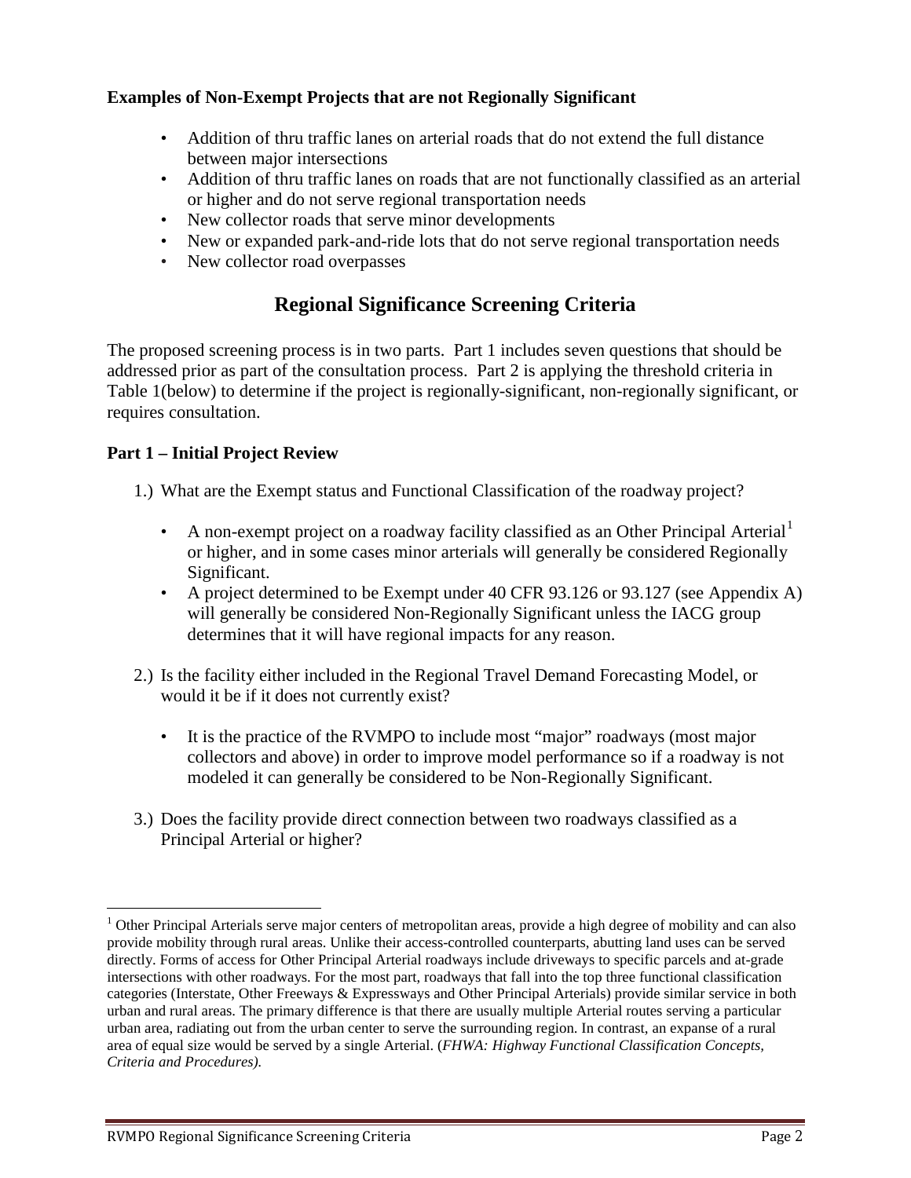**Examples of Non-Exempt Projects that are not Regionally Significant**

- Addition of thru traffic lanes on arterial roads that do not extend the full distance between major intersections
- Addition of thru traffic lanes on roads that are not functionally classified as an arterial or higher and do not serve regional transportation needs
- New collector roads that serve minor developments
- New or expanded park-and-ride lots that do not serve regional transportation needs
- New collector road overpasses

## Regional Significance Screening Criteria

The proposed screening process is in two parts. Part 1 includes seven questions that should be addressed prior as part of the consultation process. Part 2 is applying the threshold criteria in Table 1(below) to determine if the project is regionally-significant, non-regionally significant, or requires consultation.

### Part 1 – Initial Project Review

1.) What are the Exempt status and Functional Classification of the roadway project?

- A non-exempt project on a roadway facility classified as an Other Principal Arterial[1] or higher, and in some cases minor arterials will generally be considered Regionally Significant.
- A project determined to be Exempt under 40 CFR 93.126 or 93.127 (see Appendix A) will generally be considered Non-Regionally Significant unless the IACG group determines that it will have regional impacts for any reason.

2.) Is the facility either included in the Regional Travel Demand Forecasting Model, or would it be if it does not currently exist?

- It is the practice of the RVMPO to include most "major" roadways (most major collectors and above) in order to improve model performance so if a roadway is not modeled it can generally be considered to be Non-Regionally Significant.

3.) Does the facility provide direct connection between two roadways classified as a Principal Arterial or higher?

[1] Other Principal Arterials serve major centers of metropolitan areas, provide a high degree of mobility and can also provide mobility through rural areas. Unlike their access-controlled counterparts, abutting land uses can be served directly. Forms of access for Other Principal Arterial roadways include driveways to specific parcels and at-grade intersections with other roadways. For the most part, roadways that fall into the top three functional classification categories (Interstate, Other Freeways & Expressways and Other Principal Arterials) provide similar service in both urban and rural areas. The primary difference is that there are usually multiple Arterial routes serving a particular urban area, radiating out from the urban center to serve the surrounding region. In contrast, an expanse of a rural area of equal size would be served by a single Arterial. (*FHWA: Highway Functional Classification Concepts, Criteria and Procedures).*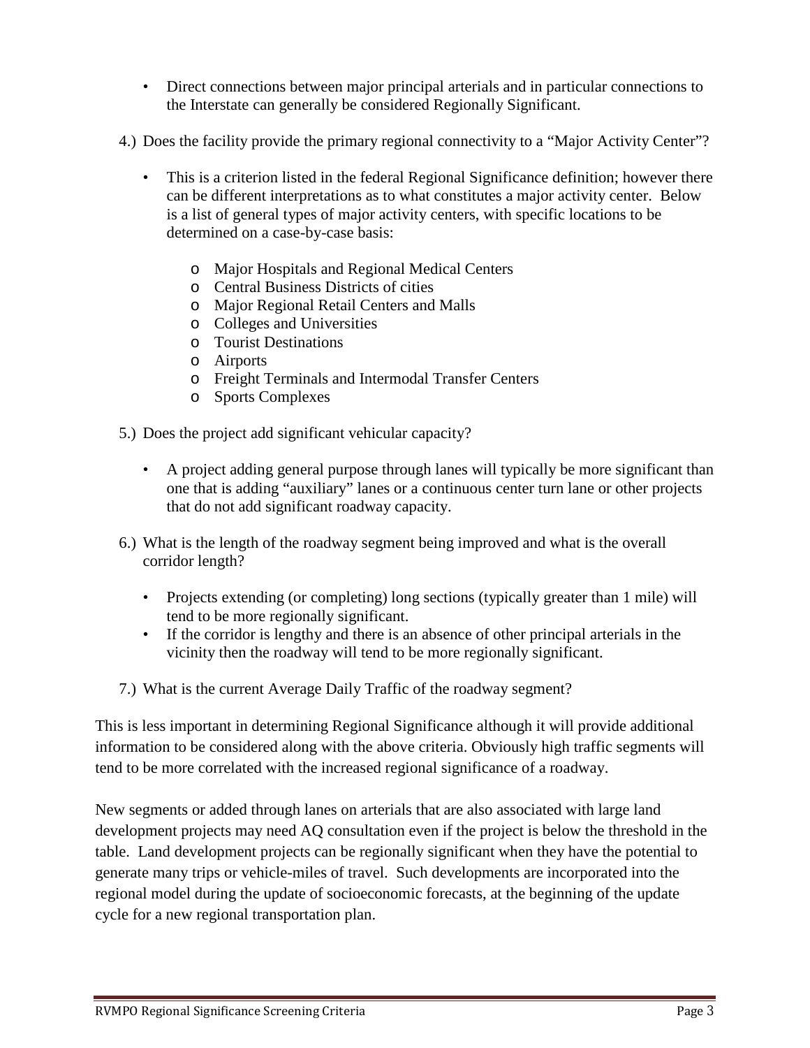- Direct connections between major principal arterials and in particular connections to the Interstate can generally be considered Regionally Significant.

4.) Does the facility provide the primary regional connectivity to a "Major Activity Center"?

- This is a criterion listed in the federal Regional Significance definition; however there can be different interpretations as to what constitutes a major activity center. Below is a list of general types of major activity centers, with specific locations to be determined on a case-by-case basis:
  - Major Hospitals and Regional Medical Centers
  - Central Business Districts of cities
  - Major Regional Retail Centers and Malls
  - Colleges and Universities
  - Tourist Destinations
  - Airports
  - Freight Terminals and Intermodal Transfer Centers
  - Sports Complexes

5.) Does the project add significant vehicular capacity?

- A project adding general purpose through lanes will typically be more significant than one that is adding "auxiliary" lanes or a continuous center turn lane or other projects that do not add significant roadway capacity.

6.) What is the length of the roadway segment being improved and what is the overall corridor length?

- Projects extending (or completing) long sections (typically greater than 1 mile) will tend to be more regionally significant.
- If the corridor is lengthy and there is an absence of other principal arterials in the vicinity then the roadway will tend to be more regionally significant.

7.) What is the current Average Daily Traffic of the roadway segment?

This is less important in determining Regional Significance although it will provide additional information to be considered along with the above criteria. Obviously high traffic segments will tend to be more correlated with the increased regional significance of a roadway.

New segments or added through lanes on arterials that are also associated with large land development projects may need AQ consultation even if the project is below the threshold in the table. Land development projects can be regionally significant when they have the potential to generate many trips or vehicle-miles of travel. Such developments are incorporated into the regional model during the update of socioeconomic forecasts, at the beginning of the update cycle for a new regional transportation plan.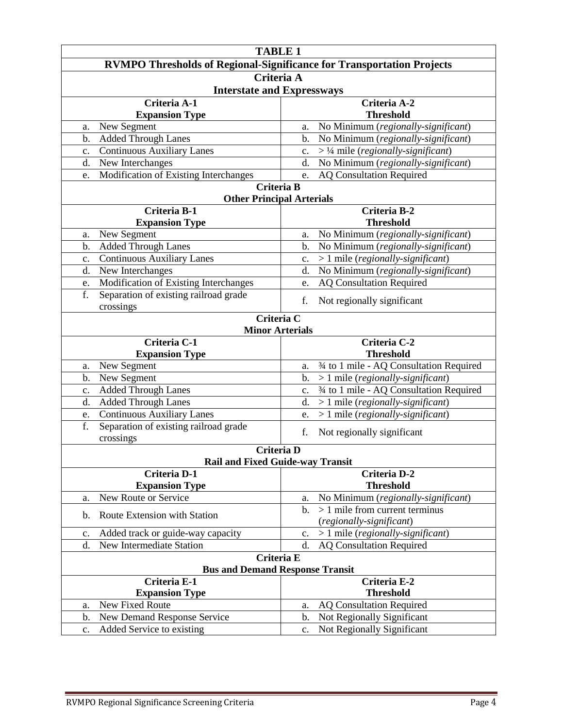| TABLE 1 | |
|---|---|
| **RVMPO Thresholds of Regional-Significance for Transportation Projects** | |
| **Criteria A** **Interstate and Expressways** | |
| **Criteria A-1** **Expansion Type** | **Criteria A-2** **Threshold** |
| a. New Segment | a. No Minimum (*regionally-significant*) |
| b. Added Through Lanes | b. No Minimum (*regionally-significant*) |
| c. Continuous Auxiliary Lanes | c. > ¼ mile (*regionally-significant*) |
| d. New Interchanges | d. No Minimum (*regionally-significant*) |
| e. Modification of Existing Interchanges | e. AQ Consultation Required |
| **Criteria B** **Other Principal Arterials** | |
| **Criteria B-1** **Expansion Type** | **Criteria B-2** **Threshold** |
| a. New Segment | a. No Minimum (*regionally-significant*) |
| b. Added Through Lanes | b. No Minimum (*regionally-significant*) |
| c. Continuous Auxiliary Lanes | c. > 1 mile (*regionally-significant*) |
| d. New Interchanges | d. No Minimum (*regionally-significant*) |
| e. Modification of Existing Interchanges | e. AQ Consultation Required |
| f. Separation of existing railroad grade crossings | f. Not regionally significant |
| **Criteria C** **Minor Arterials** | |
| **Criteria C-1** **Expansion Type** | **Criteria C-2** **Threshold** |
| a. New Segment | a. ¾ to 1 mile - AQ Consultation Required |
| b. New Segment | b. > 1 mile (*regionally-significant*) |
| c. Added Through Lanes | c. ¾ to 1 mile - AQ Consultation Required |
| d. Added Through Lanes | d. > 1 mile (*regionally-significant*) |
| e. Continuous Auxiliary Lanes | e. > 1 mile (*regionally-significant*) |
| f. Separation of existing railroad grade crossings | f. Not regionally significant |
| **Criteria D** **Rail and Fixed Guide-way Transit** | |
| **Criteria D-1** **Expansion Type** | **Criteria D-2** **Threshold** |
| a. New Route or Service | a. No Minimum (*regionally-significant*) |
| b. Route Extension with Station | b. > 1 mile from current terminus (*regionally-significant*) |
| c. Added track or guide-way capacity | c. > 1 mile (*regionally-significant*) |
| d. New Intermediate Station | d. AQ Consultation Required |
| **Criteria E** **Bus and Demand Response Transit** | |
| **Criteria E-1** **Expansion Type** | **Criteria E-2** **Threshold** |
| a. New Fixed Route | a. AQ Consultation Required |
| b. New Demand Response Service | b. Not Regionally Significant |
| c. Added Service to existing | c. Not Regionally Significant |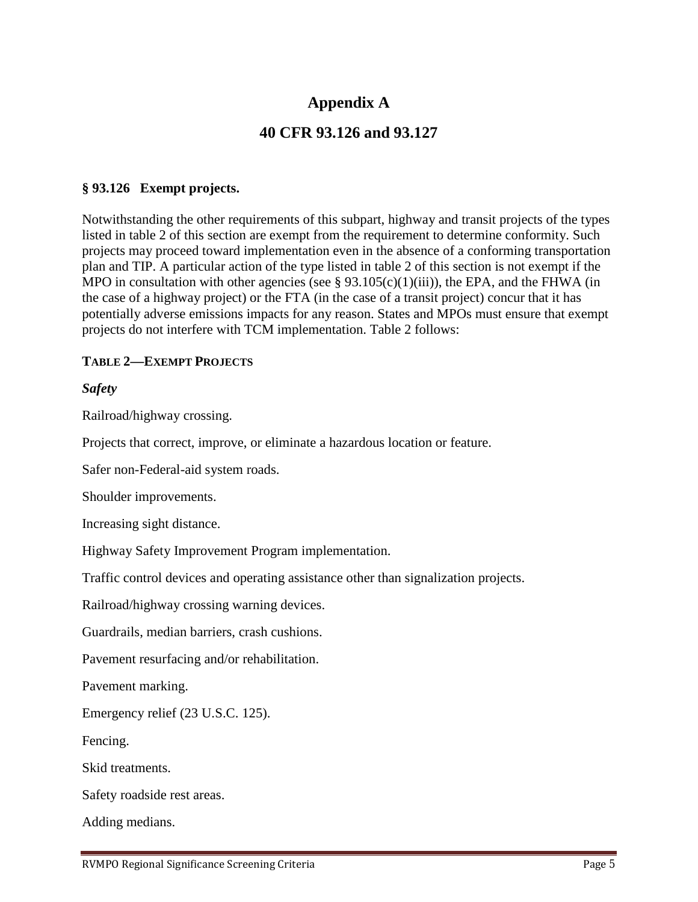# Appendix A

# 40 CFR 93.126 and 93.127

### § 93.126 Exempt projects.

Notwithstanding the other requirements of this subpart, highway and transit projects of the types listed in table 2 of this section are exempt from the requirement to determine conformity. Such projects may proceed toward implementation even in the absence of a conforming transportation plan and TIP. A particular action of the type listed in table 2 of this section is not exempt if the MPO in consultation with other agencies (see § 93.105(c)(1)(iii)), the EPA, and the FHWA (in the case of a highway project) or the FTA (in the case of a transit project) concur that it has potentially adverse emissions impacts for any reason. States and MPOs must ensure that exempt projects do not interfere with TCM implementation. Table 2 follows:

**TABLE 2—EXEMPT PROJECTS**

***Safety***

Railroad/highway crossing.

Projects that correct, improve, or eliminate a hazardous location or feature.

Safer non-Federal-aid system roads.

Shoulder improvements.

Increasing sight distance.

Highway Safety Improvement Program implementation.

Traffic control devices and operating assistance other than signalization projects.

Railroad/highway crossing warning devices.

Guardrails, median barriers, crash cushions.

Pavement resurfacing and/or rehabilitation.

Pavement marking.

Emergency relief (23 U.S.C. 125).

Fencing.

Skid treatments.

Safety roadside rest areas.

Adding medians.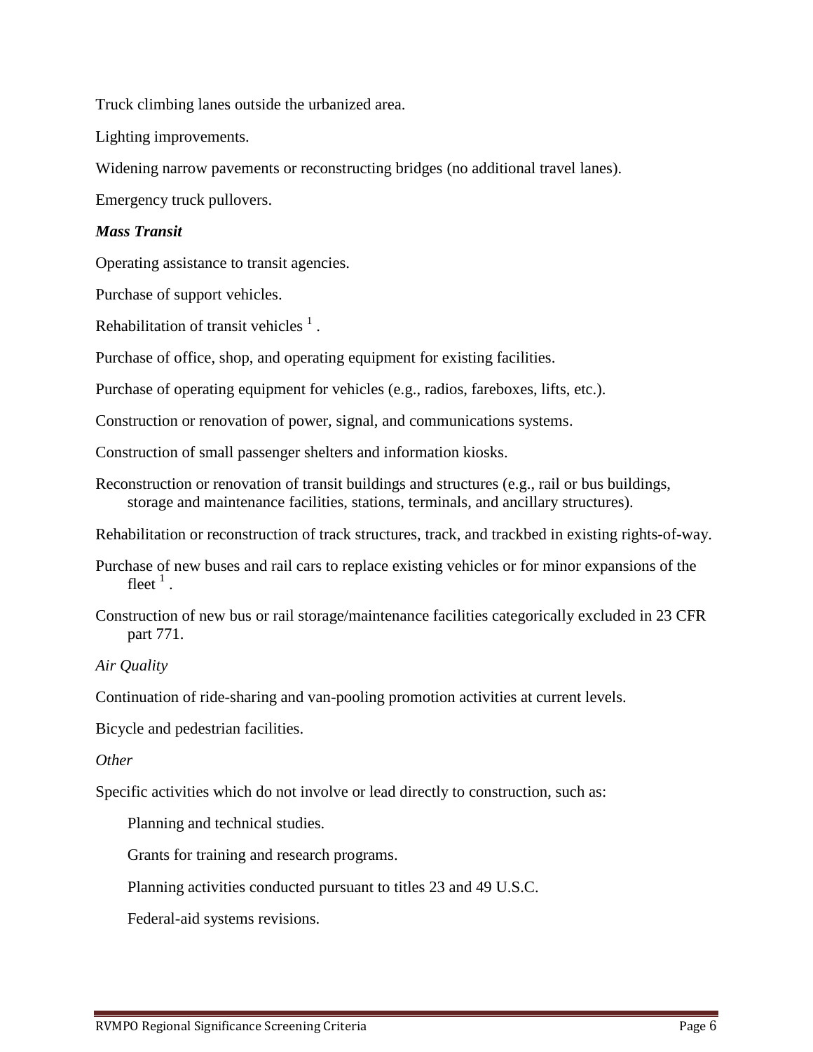Truck climbing lanes outside the urbanized area.

Lighting improvements.

Widening narrow pavements or reconstructing bridges (no additional travel lanes).

Emergency truck pullovers.

***Mass Transit***

Operating assistance to transit agencies.

Purchase of support vehicles.

Rehabilitation of transit vehicles [1] .

Purchase of office, shop, and operating equipment for existing facilities.

Purchase of operating equipment for vehicles (e.g., radios, fareboxes, lifts, etc.).

Construction or renovation of power, signal, and communications systems.

Construction of small passenger shelters and information kiosks.

Reconstruction or renovation of transit buildings and structures (e.g., rail or bus buildings, storage and maintenance facilities, stations, terminals, and ancillary structures).

Rehabilitation or reconstruction of track structures, track, and trackbed in existing rights-of-way.

Purchase of new buses and rail cars to replace existing vehicles or for minor expansions of the fleet [1] .

Construction of new bus or rail storage/maintenance facilities categorically excluded in 23 CFR part 771.

*Air Quality*

Continuation of ride-sharing and van-pooling promotion activities at current levels.

Bicycle and pedestrian facilities.

*Other*

Specific activities which do not involve or lead directly to construction, such as:

- Planning and technical studies.
- Grants for training and research programs.
- Planning activities conducted pursuant to titles 23 and 49 U.S.C.
- Federal-aid systems revisions.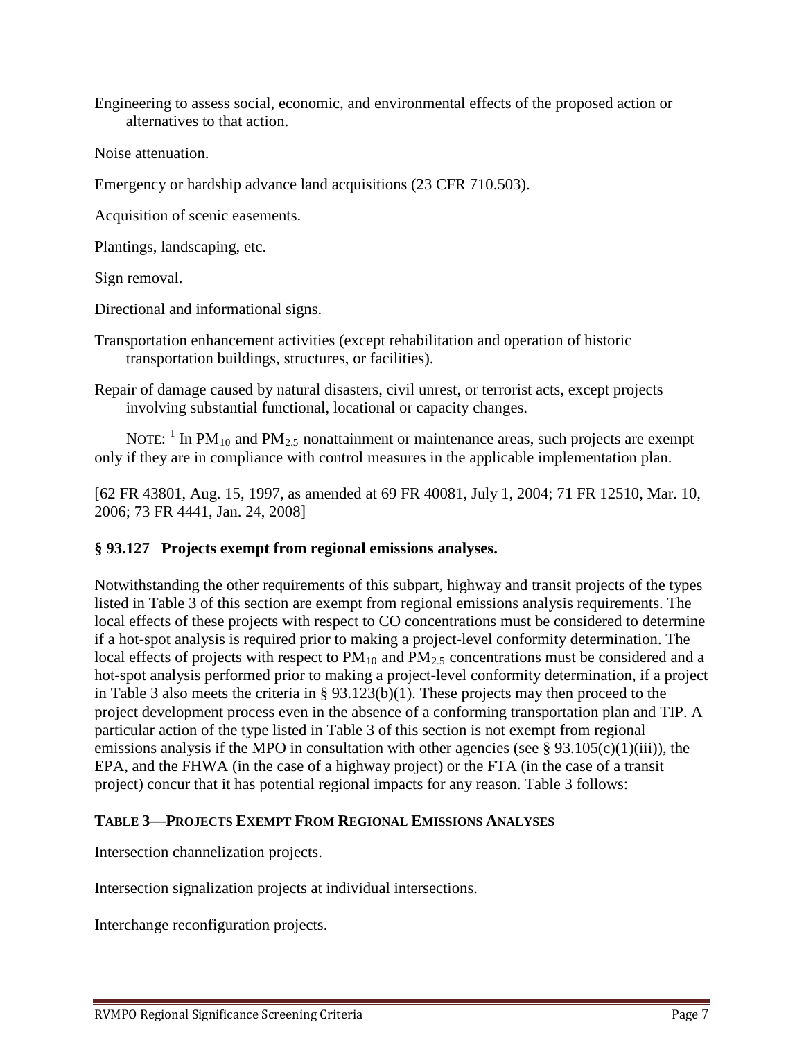Engineering to assess social, economic, and environmental effects of the proposed action or alternatives to that action.

Noise attenuation.

Emergency or hardship advance land acquisitions (23 CFR 710.503).

Acquisition of scenic easements.

Plantings, landscaping, etc.

Sign removal.

Directional and informational signs.

Transportation enhancement activities (except rehabilitation and operation of historic transportation buildings, structures, or facilities).

Repair of damage caused by natural disasters, civil unrest, or terrorist acts, except projects involving substantial functional, locational or capacity changes.

NOTE: [1] In $PM_{10}$ and $PM_{2.5}$ nonattainment or maintenance areas, such projects are exempt only if they are in compliance with control measures in the applicable implementation plan.

[62 FR 43801, Aug. 15, 1997, as amended at 69 FR 40081, July 1, 2004; 71 FR 12510, Mar. 10, 2006; 73 FR 4441, Jan. 24, 2008]

### § 93.127 Projects exempt from regional emissions analyses.

Notwithstanding the other requirements of this subpart, highway and transit projects of the types listed in Table 3 of this section are exempt from regional emissions analysis requirements. The local effects of these projects with respect to CO concentrations must be considered to determine if a hot-spot analysis is required prior to making a project-level conformity determination. The local effects of projects with respect to $PM_{10}$ and $PM_{2.5}$ concentrations must be considered and a hot-spot analysis performed prior to making a project-level conformity determination, if a project in Table 3 also meets the criteria in § 93.123(b)(1). These projects may then proceed to the project development process even in the absence of a conforming transportation plan and TIP. A particular action of the type listed in Table 3 of this section is not exempt from regional emissions analysis if the MPO in consultation with other agencies (see § 93.105(c)(1)(iii)), the EPA, and the FHWA (in the case of a highway project) or the FTA (in the case of a transit project) concur that it has potential regional impacts for any reason. Table 3 follows:

#### TABLE 3—PROJECTS EXEMPT FROM REGIONAL EMISSIONS ANALYSES

Intersection channelization projects.

Intersection signalization projects at individual intersections.

Interchange reconfiguration projects.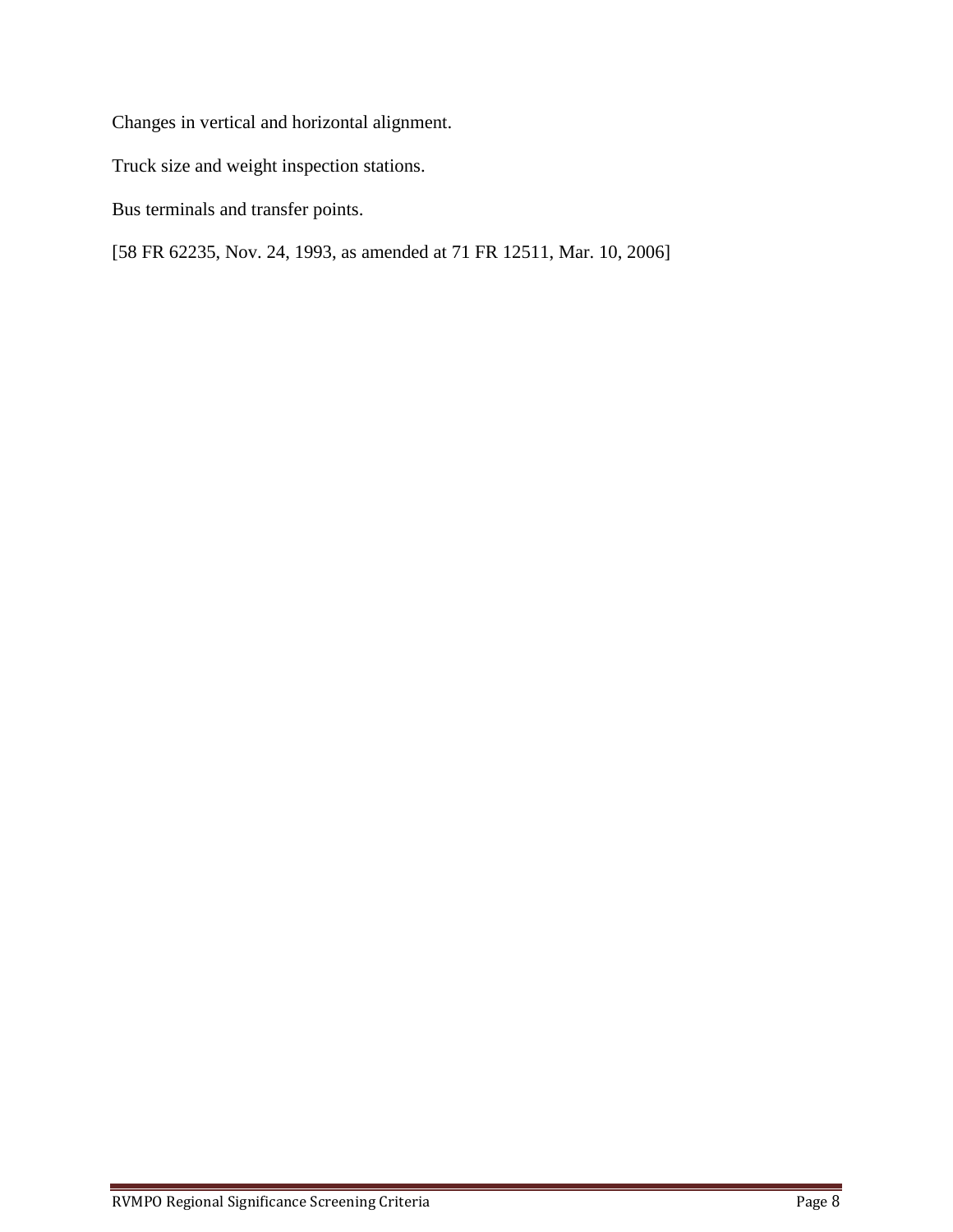Changes in vertical and horizontal alignment.

Truck size and weight inspection stations.

Bus terminals and transfer points.

[58 FR 62235, Nov. 24, 1993, as amended at 71 FR 12511, Mar. 10, 2006]